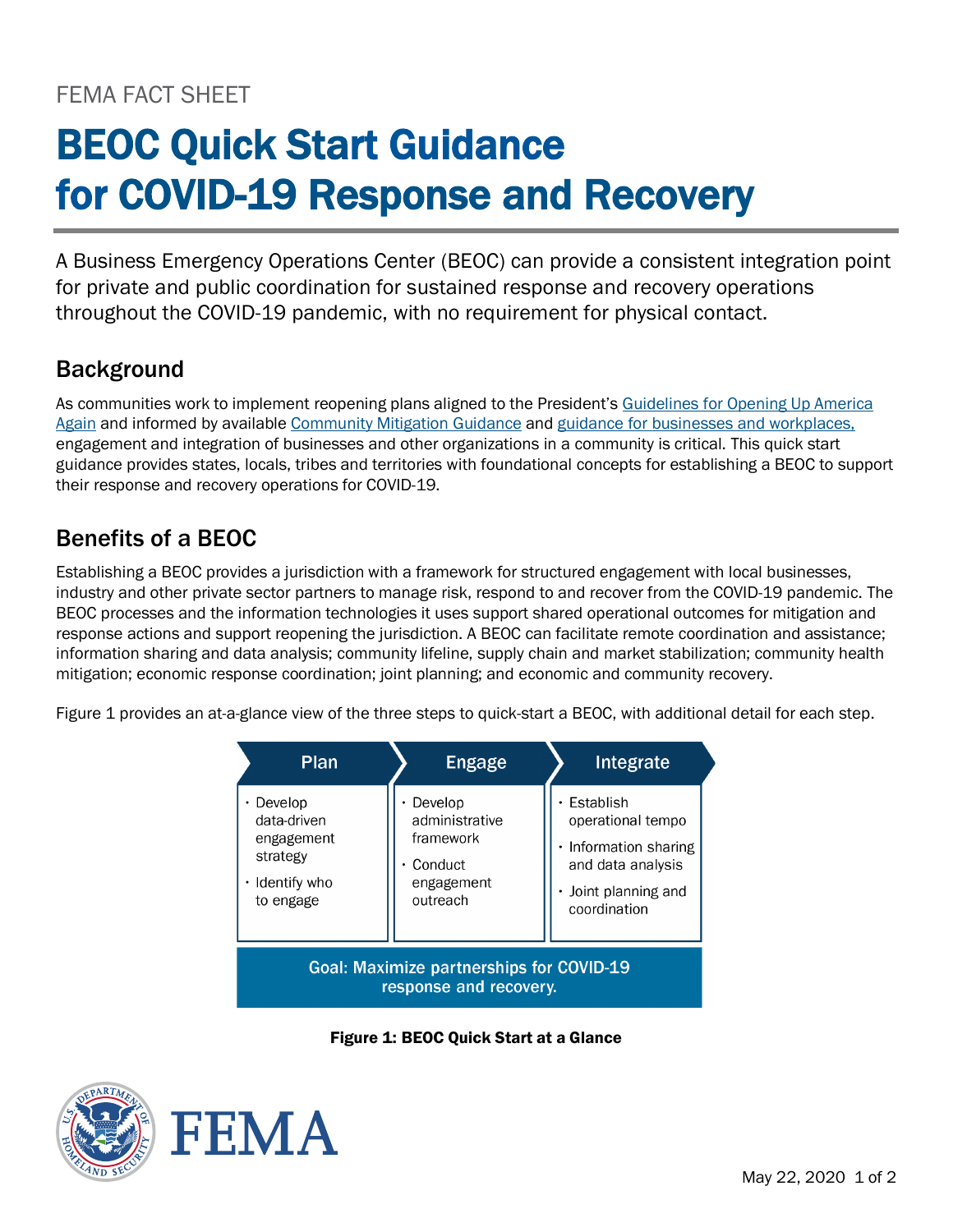FEMA FACT SHEET

# BEOC Quick Start Guidance for COVID-19 Response and Recovery

A Business Emergency Operations Center (BEOC) can provide a consistent integration point for private and public coordination for sustained response and recovery operations throughout the COVID-19 pandemic, with no requirement for physical contact.

## Background

As communities work to implement reopening plans aligned to the President's Guidelines for Opening Up America Again and informed by available Community Mitigation Guidance and guidance for businesses and workplaces, engagement and integration of businesses and other organizations in a community is critical. This quick start guidance provides states, locals, tribes and territories with foundational concepts for establishing a BEOC to support their response and recovery operations for COVID-19.

## Benefits of a BEOC

Establishing a BEOC provides a jurisdiction with a framework for structured engagement with local businesses, industry and other private sector partners to manage risk, respond to and recover from the COVID-19 pandemic. The BEOC processes and the information technologies it uses support shared operational outcomes for mitigation and response actions and support reopening the jurisdiction. A BEOC can facilitate remote coordination and assistance; information sharing and data analysis; community lifeline, supply chain and market stabilization; community health mitigation; economic response coordination; joint planning; and economic and community recovery.

Figure 1 provides an at-a-glance view of the three steps to quick-start a BEOC, with additional detail for each step.

| Plan | Engage | Integrate |
| --- | --- | --- |
| • Develop data-driven engagement strategy<br>• Identify who to engage | • Develop administrative framework<br>• Conduct engagement outreach | • Establish operational tempo<br>• Information sharing and data analysis<br>• Joint planning and coordination |

**Goal: Maximize partnerships for COVID-19 response and recovery.**

**Figure 1: BEOC Quick Start at a Glance**

May 22, 2020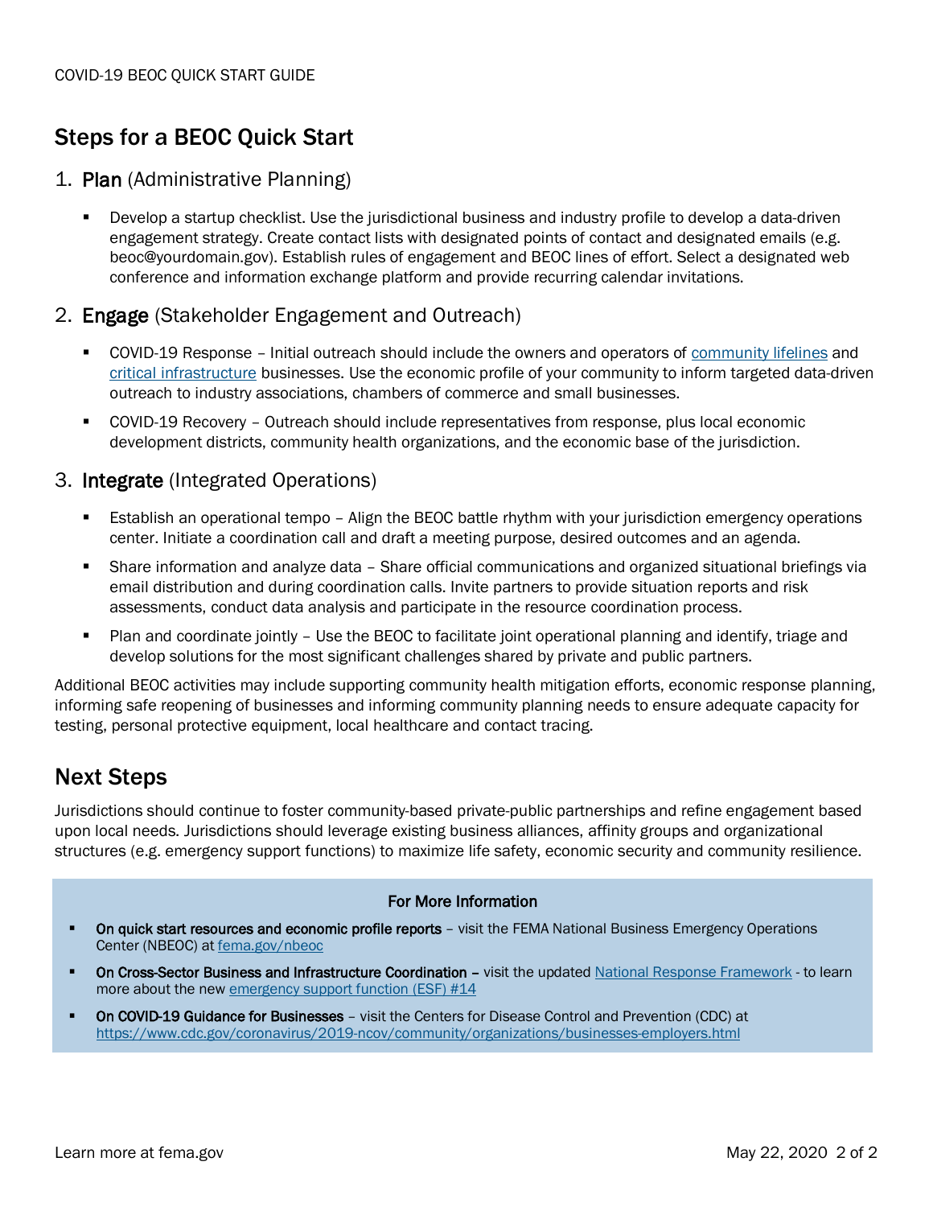## Steps for a BEOC Quick Start

1. **Plan** (Administrative Planning)

   - Develop a startup checklist. Use the jurisdictional business and industry profile to develop a data-driven engagement strategy. Create contact lists with designated points of contact and designated emails (e.g. beoc@yourdomain.gov). Establish rules of engagement and BEOC lines of effort. Select a designated web conference and information exchange platform and provide recurring calendar invitations.

2. **Engage** (Stakeholder Engagement and Outreach)

   - COVID-19 Response – Initial outreach should include the owners and operators of community lifelines and critical infrastructure businesses. Use the economic profile of your community to inform targeted data-driven outreach to industry associations, chambers of commerce and small businesses.
   - COVID-19 Recovery – Outreach should include representatives from response, plus local economic development districts, community health organizations, and the economic base of the jurisdiction.

3. **Integrate** (Integrated Operations)

   - Establish an operational tempo – Align the BEOC battle rhythm with your jurisdiction emergency operations center. Initiate a coordination call and draft a meeting purpose, desired outcomes and an agenda.
   - Share information and analyze data – Share official communications and organized situational briefings via email distribution and during coordination calls. Invite partners to provide situation reports and risk assessments, conduct data analysis and participate in the resource coordination process.
   - Plan and coordinate jointly – Use the BEOC to facilitate joint operational planning and identify, triage and develop solutions for the most significant challenges shared by private and public partners.

Additional BEOC activities may include supporting community health mitigation efforts, economic response planning, informing safe reopening of businesses and informing community planning needs to ensure adequate capacity for testing, personal protective equipment, local healthcare and contact tracing.

## Next Steps

Jurisdictions should continue to foster community-based private-public partnerships and refine engagement based upon local needs. Jurisdictions should leverage existing business alliances, affinity groups and organizational structures (e.g. emergency support functions) to maximize life safety, economic security and community resilience.

**For More Information**

- **On quick start resources and economic profile reports** – visit the FEMA National Business Emergency Operations Center (NBEOC) at fema.gov/nbeoc
- **On Cross-Sector Business and Infrastructure Coordination** – visit the updated National Response Framework - to learn more about the new emergency support function (ESF) #14
- **On COVID-19 Guidance for Businesses** – visit the Centers for Disease Control and Prevention (CDC) at https://www.cdc.gov/coronavirus/2019-ncov/community/organizations/businesses-employers.html